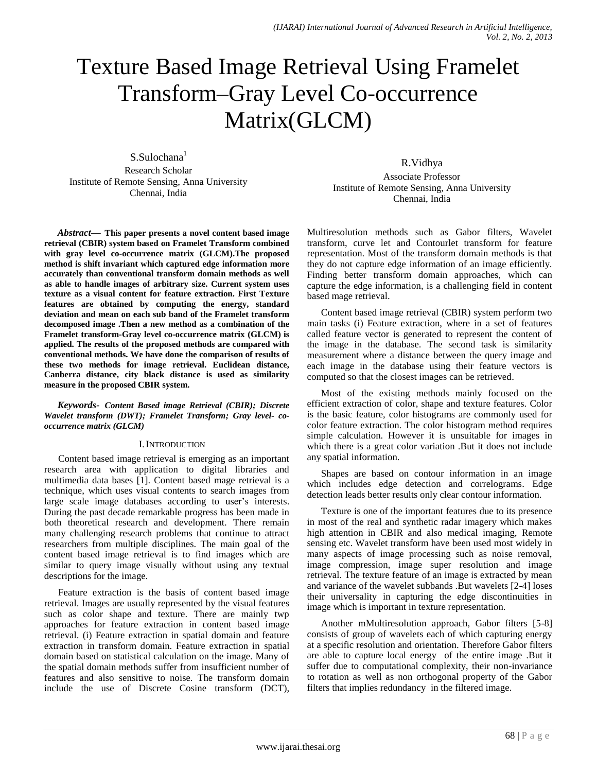# Texture Based Image Retrieval Using Framelet Transform–Gray Level Co-occurrence Matrix(GLCM)

S.Sulochana[1]
Research Scholar
Institute of Remote Sensing, Anna University
Chennai, India

R.Vidhya
Associate Professor
Institute of Remote Sensing, Anna University
Chennai, India

***Abstract*— This paper presents a novel content based image retrieval (CBIR) system based on Framelet Transform combined with gray level co-occurrence matrix (GLCM).The proposed method is shift invariant which captured edge information more accurately than conventional transform domain methods as well as able to handle images of arbitrary size. Current system uses texture as a visual content for feature extraction. First Texture features are obtained by computing the energy, standard deviation and mean on each sub band of the Framelet transform decomposed image .Then a new method as a combination of the Framelet transform-Gray level co-occurrence matrix (GLCM) is applied. The results of the proposed methods are compared with conventional methods. We have done the comparison of results of these two methods for image retrieval. Euclidean distance, Canberra distance, city black distance is used as similarity measure in the proposed CBIR system.**

***Keywords- Content Based image Retrieval (CBIR); Discrete Wavelet transform (DWT); Framelet Transform; Gray level- co-occurrence matrix (GLCM)***

## I. Introduction

Content based image retrieval is emerging as an important research area with application to digital libraries and multimedia data bases [1]. Content based mage retrieval is a technique, which uses visual contents to search images from large scale image databases according to user's interests. During the past decade remarkable progress has been made in both theoretical research and development. There remain many challenging research problems that continue to attract researchers from multiple disciplines. The main goal of the content based image retrieval is to find images which are similar to query image visually without using any textual descriptions for the image.

Feature extraction is the basis of content based image retrieval. Images are usually represented by the visual features such as color shape and texture. There are mainly twp approaches for feature extraction in content based image retrieval. (i) Feature extraction in spatial domain and feature extraction in transform domain. Feature extraction in spatial domain based on statistical calculation on the image. Many of the spatial domain methods suffer from insufficient number of features and also sensitive to noise. The transform domain include the use of Discrete Cosine transform (DCT), Multiresolution methods such as Gabor filters, Wavelet transform, curve let and Contourlet transform for feature representation. Most of the transform domain methods is that they do not capture edge information of an image efficiently. Finding better transform domain approaches, which can capture the edge information, is a challenging field in content based mage retrieval.

Content based image retrieval (CBIR) system perform two main tasks (i) Feature extraction, where in a set of features called feature vector is generated to represent the content of the image in the database. The second task is similarity measurement where a distance between the query image and each image in the database using their feature vectors is computed so that the closest images can be retrieved.

Most of the existing methods mainly focused on the efficient extraction of color, shape and texture features. Color is the basic feature, color histograms are commonly used for color feature extraction. The color histogram method requires simple calculation. However it is unsuitable for images in which there is a great color variation .But it does not include any spatial information.

Shapes are based on contour information in an image which includes edge detection and correlograms. Edge detection leads better results only clear contour information.

Texture is one of the important features due to its presence in most of the real and synthetic radar imagery which makes high attention in CBIR and also medical imaging, Remote sensing etc. Wavelet transform have been used most widely in many aspects of image processing such as noise removal, image compression, image super resolution and image retrieval. The texture feature of an image is extracted by mean and variance of the wavelet subbands .But wavelets [2-4] loses their universality in capturing the edge discontinuities in image which is important in texture representation.

Another mMultiresolution approach, Gabor filters [5-8] consists of group of wavelets each of which capturing energy at a specific resolution and orientation. Therefore Gabor filters are able to capture local energy of the entire image .But it suffer due to computational complexity, their non-invariance to rotation as well as non orthogonal property of the Gabor filters that implies redundancy in the filtered image.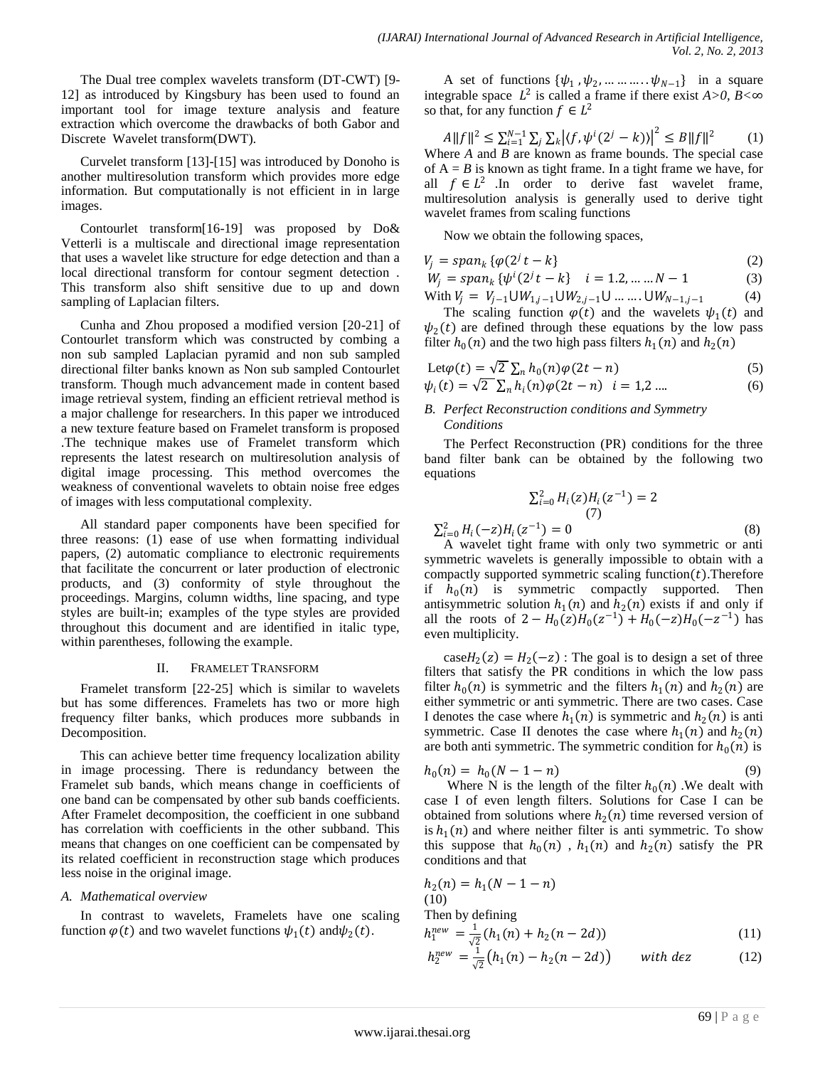The Dual tree complex wavelets transform (DT-CWT) [9-12] as introduced by Kingsbury has been used to found an important tool for image texture analysis and feature extraction which overcome the drawbacks of both Gabor and Discrete Wavelet transform(DWT).

Curvelet transform [13]-[15] was introduced by Donoho is another multiresolution transform which provides more edge information. But computationally is not efficient in in large images.

Contourlet transform[16-19] was proposed by Do& Vetterli is a multiscale and directional image representation that uses a wavelet like structure for edge detection and than a local directional transform for contour segment detection . This transform also shift sensitive due to up and down sampling of Laplacian filters.

Cunha and Zhou proposed a modified version [20-21] of Contourlet transform which was constructed by combing a non sub sampled Laplacian pyramid and non sub sampled directional filter banks known as Non sub sampled Contourlet transform. Though much advancement made in content based image retrieval system, finding an efficient retrieval method is a major challenge for researchers. In this paper we introduced a new texture feature based on Framelet transform is proposed .The technique makes use of Framelet transform which represents the latest research on multiresolution analysis of digital image processing. This method overcomes the weakness of conventional wavelets to obtain noise free edges of images with less computational complexity.

All standard paper components have been specified for three reasons: (1) ease of use when formatting individual papers, (2) automatic compliance to electronic requirements that facilitate the concurrent or later production of electronic products, and (3) conformity of style throughout the proceedings. Margins, column widths, line spacing, and type styles are built-in; examples of the type styles are provided throughout this document and are identified in italic type, within parentheses, following the example.

## II. Framelet Transform

Framelet transform [22-25] which is similar to wavelets but has some differences. Framelets has two or more high frequency filter banks, which produces more subbands in Decomposition.

This can achieve better time frequency localization ability in image processing. There is redundancy between the Framelet sub bands, which means change in coefficients of one band can be compensated by other sub bands coefficients. After Framelet decomposition, the coefficient in one subband has correlation with coefficients in the other subband. This means that changes on one coefficient can be compensated by its related coefficient in reconstruction stage which produces less noise in the original image.

### A. *Mathematical overview*

In contrast to wavelets, Framelets have one scaling function $\varphi(t)$ and two wavelet functions $\psi_1(t)$ and $\psi_2(t)$.

A set of functions $\{\psi_1, \psi_2, \dots\dots\dots\psi_{N-1}\}$ in a square integrable space $L^2$ is called a frame if there exist *A>0, B<∞* so that, for any function $f \in L^2$

$$A\|f\|^2 \leq \sum_{i=1}^{N-1} \sum_j \sum_k \left|\langle f, \psi^i(2^j - k)\rangle\right|^2 \leq B\|f\|^2 \qquad (1)$$

Where *A* and *B* are known as frame bounds. The special case of A = *B* is known as tight frame. In a tight frame we have, for all $f \in L^2$ .In order to derive fast wavelet frame, multiresolution analysis is generally used to derive tight wavelet frames from scaling functions

Now we obtain the following spaces,

$$V_j = span_k\{\varphi(2^j t - k\} \qquad (2)$$

$$W_j = span_k\{\psi^i(2^j t - k\} \quad i = 1.2, \dots\dots N-1 \qquad (3)$$

$$\text{With } V_j = V_{j-1} \cup W_{1,j-1} \cup W_{2,j-1} \cup \dots\dots . \cup W_{N-1,j-1} \qquad (4)$$

The scaling function $\varphi(t)$ and the wavelets $\psi_1(t)$ and $\psi_2(t)$ are defined through these equations by the low pass filter $h_0(n)$ and the two high pass filters $h_1(n)$ and $h_2(n)$

$$\text{Let} \varphi(t) = \sqrt{2} \sum_n h_0(n)\varphi(2t - n) \qquad (5)$$

$$\psi_i(t) = \sqrt{2} \sum_n h_i(n)\varphi(2t - n) \quad i = 1,2 \dots. \qquad (6)$$

### B. *Perfect Reconstruction conditions and Symmetry Conditions*

The Perfect Reconstruction (PR) conditions for the three band filter bank can be obtained by the following two equations

$$\sum_{i=0}^{2} H_i(z)H_i(z^{-1}) = 2 \qquad (7)$$

$$\sum_{i=0}^{2} H_i(-z)H_i(z^{-1}) = 0 \qquad (8)$$

A wavelet tight frame with only two symmetric or anti symmetric wavelets is generally impossible to obtain with a compactly supported symmetric scaling function$(t)$.Therefore if $h_0(n)$ is symmetric compactly supported. Then antisymmetric solution $h_1(n)$ and $h_2(n)$ exists if and only if all the roots of $2 - H_0(z)H_0(z^{-1}) + H_0(-z)H_0(-z^{-1})$ has even multiplicity.

case$H_2(z) = H_2(-z)$ : The goal is to design a set of three filters that satisfy the PR conditions in which the low pass filter $h_0(n)$ is symmetric and the filters $h_1(n)$ and $h_2(n)$ are either symmetric or anti symmetric. There are two cases. Case I denotes the case where $h_1(n)$ is symmetric and $h_2(n)$ is anti symmetric. Case II denotes the case where $h_1(n)$ and $h_2(n)$ are both anti symmetric. The symmetric condition for $h_0(n)$ is

$$h_0(n) = h_0(N - 1 - n) \qquad (9)$$

Where N is the length of the filter $h_0(n)$ .We dealt with case I of even length filters. Solutions for Case I can be obtained from solutions where $h_2(n)$ time reversed version of is $h_1(n)$ and where neither filter is anti symmetric. To show this suppose that $h_0(n)$ , $h_1(n)$ and $h_2(n)$ satisfy the PR conditions and that

$$h_2(n) = h_1(N - 1 - n) \qquad (10)$$

Then by defining

$$h_1^{new} = \frac{1}{\sqrt{2}}(h_1(n) + h_2(n - 2d)) \qquad (11)$$

$$h_2^{new} = \frac{1}{\sqrt{2}}\left(h_1(n) - h_2(n - 2d)\right) \qquad with\ d\epsilon z \qquad (12)$$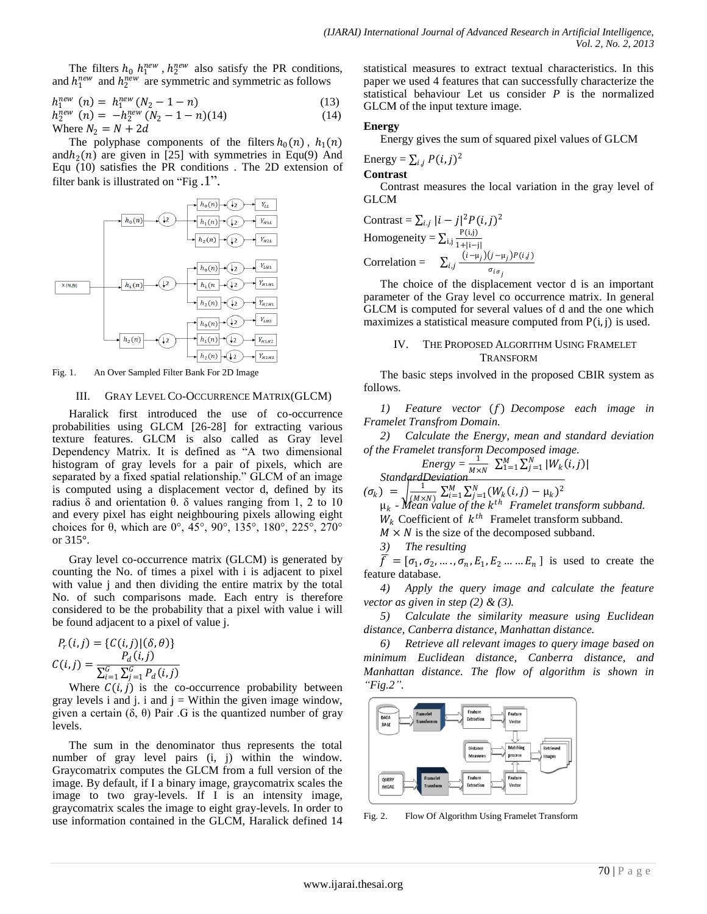The filters $h_0$ $h_1^{new}$ , $h_2^{new}$ also satisfy the PR conditions, and $h_1^{new}$ and $h_2^{new}$ are symmetric and symmetric as follows

$$h_1^{new}\ (n) = h_1^{new}(N_2 - 1 - n) \tag{13}$$

$$h_2^{new}\ (n) = -h_2^{new}(N_2 - 1 - n)(14) \tag{14}$$

Where $N_2 = N + 2d$

The polyphase components of the filters $h_0(n)$ , $h_1(n)$ and $h_2(n)$ are given in [25] with symmetries in Equ(9) And Equ (10) satisfies the PR conditions . The 2D extension of filter bank is illustrated on "Fig .1".

Fig. 1. An Over Sampled Filter Bank For 2D Image

## III. Gray Level Co-Occurrence Matrix(GLCM)

Haralick first introduced the use of co-occurrence probabilities using GLCM [26-28] for extracting various texture features. GLCM is also called as Gray level Dependency Matrix. It is defined as "A two dimensional histogram of gray levels for a pair of pixels, which are separated by a fixed spatial relationship." GLCM of an image is computed using a displacement vector d, defined by its radius δ and orientation θ. δ values ranging from 1, 2 to 10 and every pixel has eight neighbouring pixels allowing eight choices for θ, which are 0°, 45°, 90°, 135°, 180°, 225°, 270° or 315°.

Gray level co-occurrence matrix (GLCM) is generated by counting the No. of times a pixel with i is adjacent to pixel with value j and then dividing the entire matrix by the total No. of such comparisons made. Each entry is therefore considered to be the probability that a pixel with value i will be found adjacent to a pixel of value j.

$$P_r(i,j) = \{C(i,j)|(\delta,\theta)\}$$

$$C(i,j) = \frac{P_d(i,j)}{\sum_{i=1}^{G}\sum_{j=1}^{G} P_d(i,j)}$$

Where $C(i,j)$ is the co-occurrence probability between gray levels i and j. i and j = Within the given image window, given a certain (δ, θ) Pair .G is the quantized number of gray levels.

The sum in the denominator thus represents the total number of gray level pairs (i, j) within the window. Graycomatrix computes the GLCM from a full version of the image. By default, if I a binary image, graycomatrix scales the image to two gray-levels. If I is an intensity image, graycomatrix scales the image to eight gray-levels. In order to use information contained in the GLCM, Haralick defined 14 statistical measures to extract textual characteristics. In this paper we used 4 features that can successfully characterize the statistical behaviour Let us consider $P$ is the normalized GLCM of the input texture image.

**Energy**

Energy gives the sum of squared pixel values of GLCM

$$\text{Energy} = \sum_{i,j} P(i,j)^2$$

**Contrast**

Contrast measures the local variation in the gray level of GLCM

$$\text{Contrast} = \sum_{i,j} |i-j|^2 P(i,j)^2$$

$$\text{Homogeneity} = \sum_{i,j} \frac{P(i,j)}{1+|i-j|}$$

$$\text{Correlation} = \sum_{i,j} \frac{(i-\mu_j)(j-\mu_j)P(i,j)}{\sigma_i \sigma_j}$$

The choice of the displacement vector d is an important parameter of the Gray level co occurrence matrix. In general GLCM is computed for several values of d and the one which maximizes a statistical measure computed from P(i, j) is used.

## IV. The Proposed Algorithm Using Framelet Transform

The basic steps involved in the proposed CBIR system as follows.

*1) Feature vector* ($f$) *Decompose each image in Framelet Transfrom Domain.*

*2) Calculate the Energy, mean and standard deviation of the Framelet transform Decomposed image.*

$$\textit{Energy} = \frac{1}{M \times N} \sum_{1=1}^{M}\sum_{j=1}^{N} |W_k(i,j)|$$

*StandardDeviation*

$$(\sigma_k) = \sqrt{\frac{1}{(M \times N)} \sum_{i=1}^{M}\sum_{j=1}^{N} (W_k(i,j) - \mu_k)^2}$$

$\mu_k$ - *Mean value of the $k^{th}$ Framelet transform subband.*

$W_k$ Coefficient of $k^{th}$ Framelet transform subband.

$M \times N$ is the size of the decomposed subband.

*3) The resulting*

$\bar{f} = [\sigma_1, \sigma_2, \ldots, \sigma_n, E_1, E_2 \ldots \ldots E_n]$ is used to create the feature database.

*4) Apply the query image and calculate the feature vector as given in step (2) & (3).*

*5) Calculate the similarity measure using Euclidean distance, Canberra distance, Manhattan distance.*

*6) Retrieve all relevant images to query image based on minimum Euclidean distance, Canberra distance, and Manhattan distance. The flow of algorithm is shown in "Fig.2".*

Fig. 2. Flow Of Algorithm Using Framelet Transform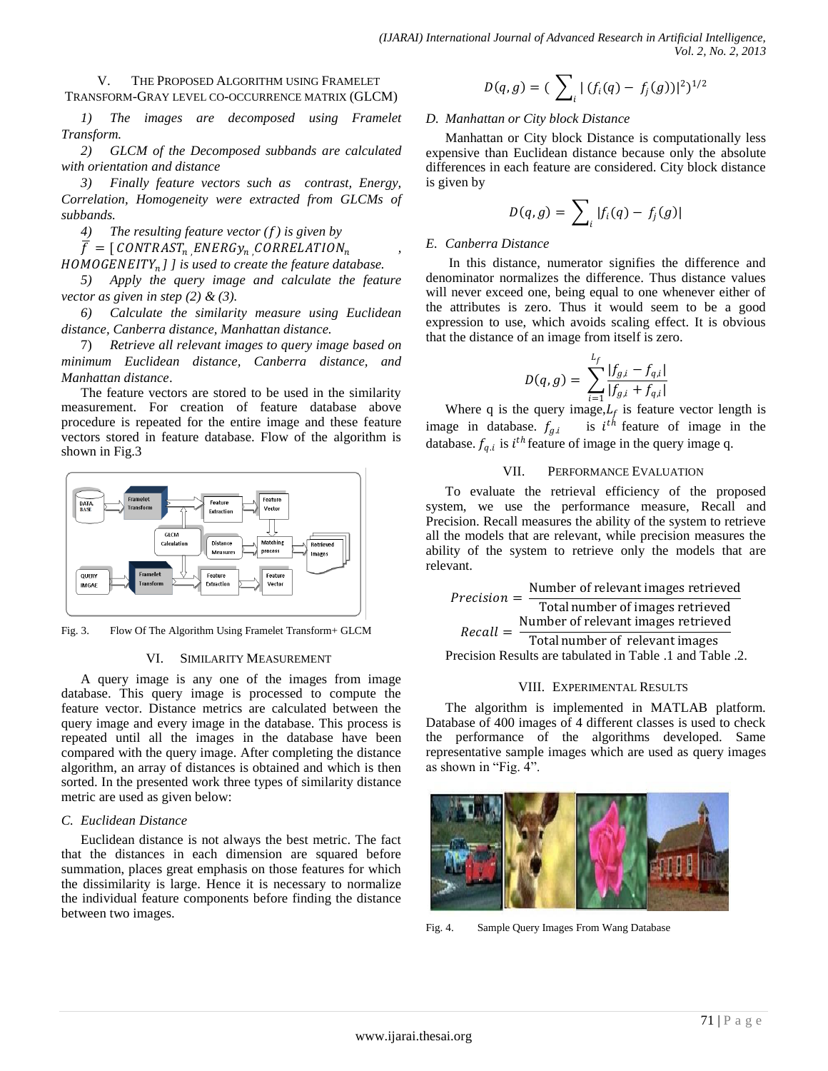## V. The Proposed Algorithm using Framelet Transform-Gray level co-occurrence matrix (GLCM)

*1) The images are decomposed using Framelet Transform.*

*2) GLCM of the Decomposed subbands are calculated with orientation and distance*

*3) Finally feature vectors such as contrast, Energy, Correlation, Homogeneity were extracted from GLCMs of subbands.*

*4) The resulting feature vector ($f$) is given by*

$\bar{f} = [CONTRAST_n, ENERGy_n, CORRELATION_n, HOMOGENEITY_n]$ *] is used to create the feature database.*

*5) Apply the query image and calculate the feature vector as given in step (2) & (3).*

*6) Calculate the similarity measure using Euclidean distance, Canberra distance, Manhattan distance.*

7) *Retrieve all relevant images to query image based on minimum Euclidean distance, Canberra distance, and Manhattan distance*.

The feature vectors are stored to be used in the similarity measurement. For creation of feature database above procedure is repeated for the entire image and these feature vectors stored in feature database. Flow of the algorithm is shown in Fig.3

Fig. 3. Flow Of The Algorithm Using Framelet Transform+ GLCM

## VI. Similarity Measurement

A query image is any one of the images from image database. This query image is processed to compute the feature vector. Distance metrics are calculated between the query image and every image in the database. This process is repeated until all the images in the database have been compared with the query image. After completing the distance algorithm, an array of distances is obtained and which is then sorted. In the presented work three types of similarity distance metric are used as given below:

### C. Euclidean Distance

Euclidean distance is not always the best metric. The fact that the distances in each dimension are squared before summation, places great emphasis on those features for which the dissimilarity is large. Hence it is necessary to normalize the individual feature components before finding the distance between two images.

$$D(q,g) = \left( \sum_i |(f_i(q) - f_j(g))|^2 \right)^{1/2}$$

### D. Manhattan or City block Distance

Manhattan or City block Distance is computationally less expensive than Euclidean distance because only the absolute differences in each feature are considered. City block distance is given by

$$D(q,g) = \sum_i |f_i(q) - f_j(g)|$$

### E. Canberra Distance

In this distance, numerator signifies the difference and denominator normalizes the difference. Thus distance values will never exceed one, being equal to one whenever either of the attributes is zero. Thus it would seem to be a good expression to use, which avoids scaling effect. It is obvious that the distance of an image from itself is zero.

$$D(q,g) = \sum_{i=1}^{L_f} \frac{|f_{g,i} - f_{q,i}|}{|f_{g,i} + f_{q,i}|}$$

Where q is the query image, $L_f$ is feature vector length is image in database. $f_{g,i}$ is $i^{th}$ feature of image in the database. $f_{q,i}$ is $i^{th}$ feature of image in the query image q.

## VII. Performance Evaluation

To evaluate the retrieval efficiency of the proposed system, we use the performance measure, Recall and Precision. Recall measures the ability of the system to retrieve all the models that are relevant, while precision measures the ability of the system to retrieve only the models that are relevant.

$$Precision = \frac{\text{Number of relevant images retrieved}}{\text{Total number of images retrieved}}$$

$$Recall = \frac{\text{Number of relevant images retrieved}}{\text{Total number of relevant images}}$$

Precision Results are tabulated in Table .1 and Table .2.

## VIII. Experimental Results

The algorithm is implemented in MATLAB platform. Database of 400 images of 4 different classes is used to check the performance of the algorithms developed. Same representative sample images which are used as query images as shown in "Fig. 4".

Fig. 4. Sample Query Images From Wang Database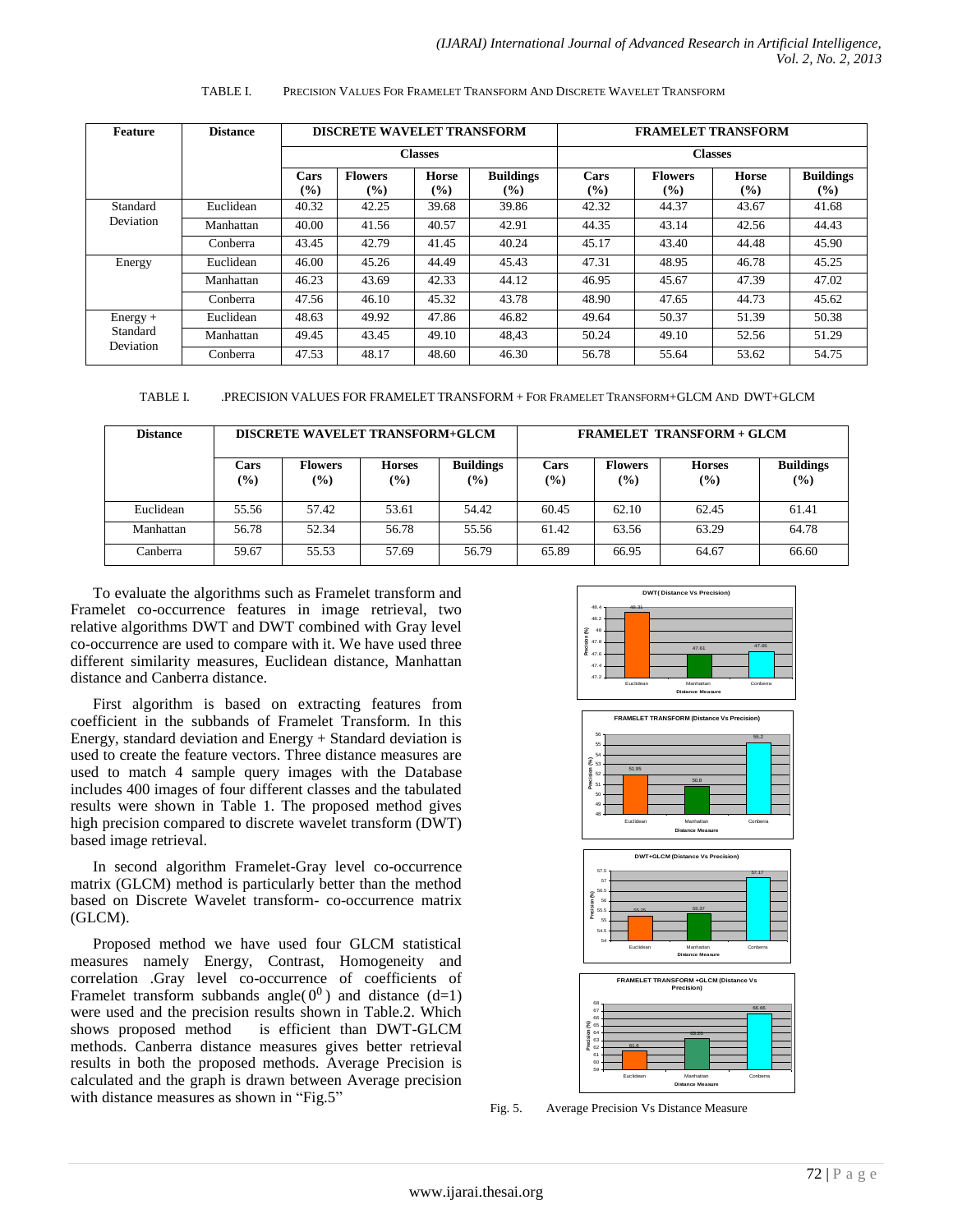TABLE I. PRECISION VALUES FOR FRAMELET TRANSFORM AND DISCRETE WAVELET TRANSFORM

| Feature | Distance | DISCRETE WAVELET TRANSFORM | | | | FRAMELET TRANSFORM | | | |
|---|---|---|---|---|---|---|---|---|---|
| | | Classes | | | | Classes | | | |
| | | Cars (%) | Flowers (%) | Horse (%) | Buildings (%) | Cars (%) | Flowers (%) | Horse (%) | Buildings (%) |
| Standard Deviation | Euclidean | 40.32 | 42.25 | 39.68 | 39.86 | 42.32 | 44.37 | 43.67 | 41.68 |
| | Manhattan | 40.00 | 41.56 | 40.57 | 42.91 | 44.35 | 43.14 | 42.56 | 44.43 |
| | Conberra | 43.45 | 42.79 | 41.45 | 40.24 | 45.17 | 43.40 | 44.48 | 45.90 |
| Energy | Euclidean | 46.00 | 45.26 | 44.49 | 45.43 | 47.31 | 48.95 | 46.78 | 45.25 |
| | Manhattan | 46.23 | 43.69 | 42.33 | 44.12 | 46.95 | 45.67 | 47.39 | 47.02 |
| | Conberra | 47.56 | 46.10 | 45.32 | 43.78 | 48.90 | 47.65 | 44.73 | 45.62 |
| Energy + Standard Deviation | Euclidean | 48.63 | 49.92 | 47.86 | 46.82 | 49.64 | 50.37 | 51.39 | 50.38 |
| | Manhattan | 49.45 | 43.45 | 49.10 | 48,43 | 50.24 | 49.10 | 52.56 | 51.29 |
| | Conberra | 47.53 | 48.17 | 48.60 | 46.30 | 56.78 | 55.64 | 53.62 | 54.75 |

TABLE I. .PRECISION VALUES FOR FRAMELET TRANSFORM + FOR FRAMELET TRANSFORM+GLCM AND DWT+GLCM

| Distance | DISCRETE WAVELET TRANSFORM+GLCM | | | | FRAMELET TRANSFORM + GLCM | | | |
|---|---|---|---|---|---|---|---|---|
| | Cars (%) | Flowers (%) | Horses (%) | Buildings (%) | Cars (%) | Flowers (%) | Horses (%) | Buildings (%) |
| Euclidean | 55.56 | 57.42 | 53.61 | 54.42 | 60.45 | 62.10 | 62.45 | 61.41 |
| Manhattan | 56.78 | 52.34 | 56.78 | 55.56 | 61.42 | 63.56 | 63.29 | 64.78 |
| Canberra | 59.67 | 55.53 | 57.69 | 56.79 | 65.89 | 66.95 | 64.67 | 66.60 |

To evaluate the algorithms such as Framelet transform and Framelet co-occurrence features in image retrieval, two relative algorithms DWT and DWT combined with Gray level co-occurrence are used to compare with it. We have used three different similarity measures, Euclidean distance, Manhattan distance and Canberra distance.

First algorithm is based on extracting features from coefficient in the subbands of Framelet Transform. In this Energy, standard deviation and Energy + Standard deviation is used to create the feature vectors. Three distance measures are used to match 4 sample query images with the Database includes 400 images of four different classes and the tabulated results were shown in Table 1. The proposed method gives high precision compared to discrete wavelet transform (DWT) based image retrieval.

In second algorithm Framelet-Gray level co-occurrence matrix (GLCM) method is particularly better than the method based on Discrete Wavelet transform- co-occurrence matrix (GLCM).

Proposed method we have used four GLCM statistical measures namely Energy, Contrast, Homogeneity and correlation .Gray level co-occurrence of coefficients of Framelet transform subbands angle($0^0$) and distance (d=1) were used and the precision results shown in Table.2. Which shows proposed method is efficient than DWT-GLCM methods. Canberra distance measures gives better retrieval results in both the proposed methods. Average Precision is calculated and the graph is drawn between Average precision with distance measures as shown in "Fig.5"

Fig. 5. Average Precision Vs Distance Measure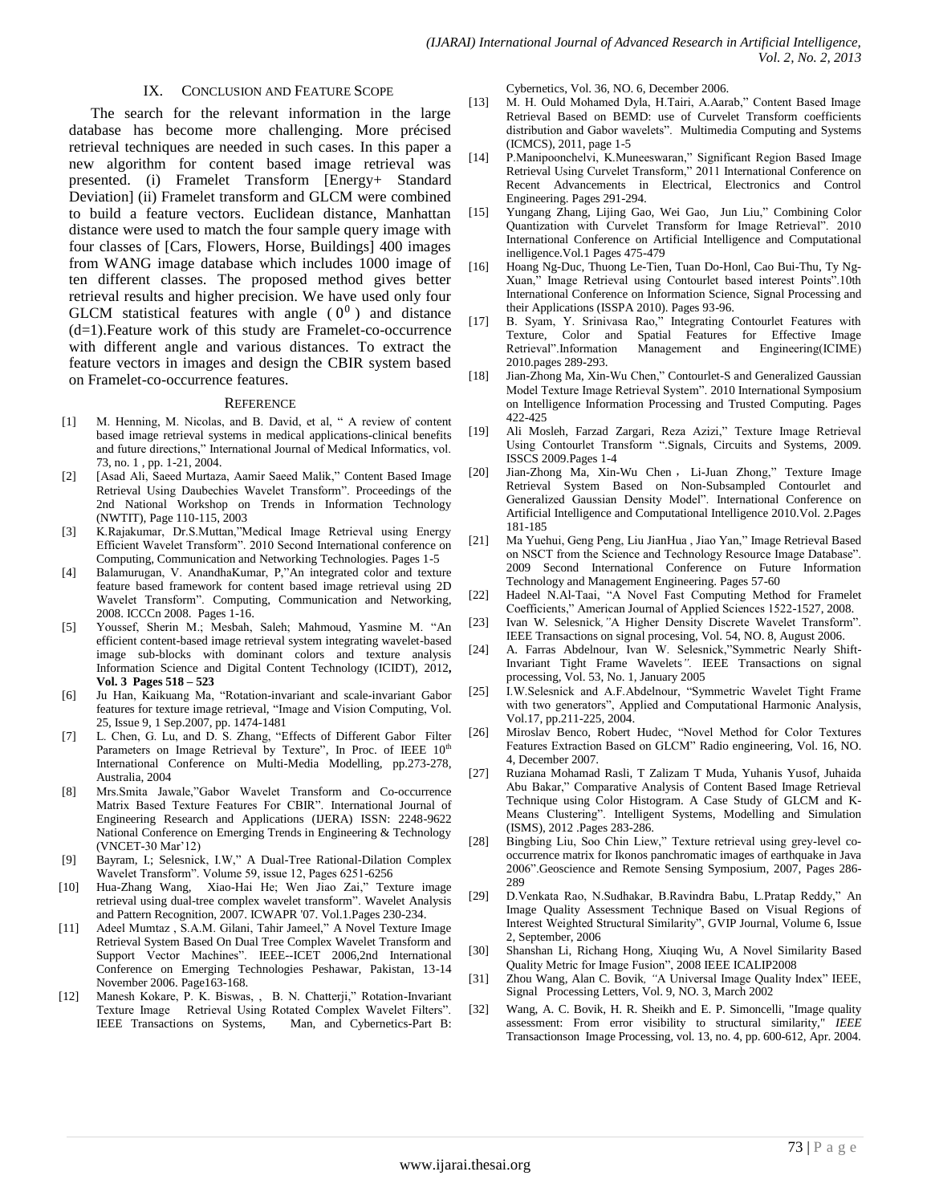## IX. Conclusion and Feature Scope

The search for the relevant information in the large database has become more challenging. More précised retrieval techniques are needed in such cases. In this paper a new algorithm for content based image retrieval was presented. (i) Framelet Transform [Energy+ Standard Deviation] (ii) Framelet transform and GLCM were combined to build a feature vectors. Euclidean distance, Manhattan distance were used to match the four sample query image with four classes of [Cars, Flowers, Horse, Buildings] 400 images from WANG image database which includes 1000 image of ten different classes. The proposed method gives better retrieval results and higher precision. We have used only four GLCM statistical features with angle ( $0^0$ ) and distance (d=1).Feature work of this study are Framelet-co-occurrence with different angle and various distances. To extract the feature vectors in images and design the CBIR system based on Framelet-co-occurrence features.

## Reference

[1] M. Henning, M. Nicolas, and B. David, et al, " A review of content based image retrieval systems in medical applications-clinical benefits and future directions," International Journal of Medical Informatics, vol. 73, no. 1 , pp. 1-21, 2004.

[2] [Asad Ali, Saeed Murtaza, Aamir Saeed Malik," Content Based Image Retrieval Using Daubechies Wavelet Transform". Proceedings of the 2nd National Workshop on Trends in Information Technology (NWTIT), Page 110-115, 2003

[3] K.Rajakumar, Dr.S.Muttan,"Medical Image Retrieval using Energy Efficient Wavelet Transform". 2010 Second International conference on Computing, Communication and Networking Technologies. Pages 1-5

[4] Balamurugan, V. AnandhaKumar, P,"An integrated color and texture feature based framework for content based image retrieval using 2D Wavelet Transform". Computing, Communication and Networking, 2008. ICCCn 2008. Pages 1-16.

[5] Youssef, Sherin M.; Mesbah, Saleh; Mahmoud, Yasmine M. "An efficient content-based image retrieval system integrating wavelet-based image sub-blocks with dominant colors and texture analysis Information Science and Digital Content Technology (ICIDT), 2012**, Vol. 3 Pages 518 – 523**

[6] Ju Han, Kaikuang Ma, "Rotation-invariant and scale-invariant Gabor features for texture image retrieval, "Image and Vision Computing, Vol. 25, Issue 9, 1 Sep.2007, pp. 1474-1481

[7] L. Chen, G. Lu, and D. S. Zhang, "Effects of Different Gabor Filter Parameters on Image Retrieval by Texture", In Proc. of IEEE 10th International Conference on Multi-Media Modelling, pp.273-278, Australia, 2004

[8] Mrs.Smita Jawale,"Gabor Wavelet Transform and Co-occurrence Matrix Based Texture Features For CBIR". International Journal of Engineering Research and Applications (IJERA) ISSN: 2248-9622 National Conference on Emerging Trends in Engineering & Technology (VNCET-30 Mar'12)

[9] Bayram, I.; Selesnick, I.W," A Dual-Tree Rational-Dilation Complex Wavelet Transform". Volume 59, issue 12, Pages 6251-6256

[10] Hua-Zhang Wang, Xiao-Hai He; Wen Jiao Zai," Texture image retrieval using dual-tree complex wavelet transform". Wavelet Analysis and Pattern Recognition, 2007. ICWAPR '07. Vol.1.Pages 230-234.

[11] Adeel Mumtaz , S.A.M. Gilani, Tahir Jameel," A Novel Texture Image Retrieval System Based On Dual Tree Complex Wavelet Transform and Support Vector Machines". IEEE--ICET 2006,2nd International Conference on Emerging Technologies Peshawar, Pakistan, 13-14 November 2006. Page163-168.

[12] Manesh Kokare, P. K. Biswas, , B. N. Chatterji," Rotation-Invariant Texture Image Retrieval Using Rotated Complex Wavelet Filters". IEEE Transactions on Systems, Man, and Cybernetics-Part B: Cybernetics, Vol. 36, NO. 6, December 2006.

[13] M. H. Ould Mohamed Dyla, H.Tairi, A.Aarab," Content Based Image Retrieval Based on BEMD: use of Curvelet Transform coefficients distribution and Gabor wavelets". Multimedia Computing and Systems (ICMCS), 2011, page 1-5

[14] P.Manipoonchelvi, K.Muneeswaran," Significant Region Based Image Retrieval Using Curvelet Transform," 2011 International Conference on Recent Advancements in Electrical, Electronics and Control Engineering. Pages 291-294.

[15] Yungang Zhang, Lijing Gao, Wei Gao, Jun Liu," Combining Color Quantization with Curvelet Transform for Image Retrieval". 2010 International Conference on Artificial Intelligence and Computational inelligence.Vol.1 Pages 475-479

[16] Hoang Ng-Duc, Thuong Le-Tien, Tuan Do-Honl, Cao Bui-Thu, Ty Ng-Xuan," Image Retrieval using Contourlet based interest Points".10th International Conference on Information Science, Signal Processing and their Applications (ISSPA 2010). Pages 93-96.

[17] B. Syam, Y. Srinivasa Rao," Integrating Contourlet Features with Texture, Color and Spatial Features for Effective Image Retrieval".Information Management and Engineering(ICIME) 2010.pages 289-293.

[18] Jian-Zhong Ma, Xin-Wu Chen," Contourlet-S and Generalized Gaussian Model Texture Image Retrieval System". 2010 International Symposium on Intelligence Information Processing and Trusted Computing. Pages 422-425

[19] Ali Mosleh, Farzad Zargari, Reza Azizi," Texture Image Retrieval Using Contourlet Transform ".Signals, Circuits and Systems, 2009. ISSCS 2009.Pages 1-4

[20] Jian-Zhong Ma, Xin-Wu Chen , Li-Juan Zhong," Texture Image Retrieval System Based on Non-Subsampled Contourlet and Generalized Gaussian Density Model". International Conference on Artificial Intelligence and Computational Intelligence 2010.Vol. 2.Pages 181-185

[21] Ma Yuehui, Geng Peng, Liu JianHua , Jiao Yan," Image Retrieval Based on NSCT from the Science and Technology Resource Image Database". 2009 Second International Conference on Future Information Technology and Management Engineering. Pages 57-60

[22] Hadeel N.Al-Taai, "A Novel Fast Computing Method for Framelet Coefficients," American Journal of Applied Sciences 1522-1527, 2008.

[23] Ivan W. Selesnick,"A Higher Density Discrete Wavelet Transform". IEEE Transactions on signal procesing, Vol. 54, NO. 8, August 2006.

[24] A. Farras Abdelnour, Ivan W. Selesnick,"Symmetric Nearly Shift-Invariant Tight Frame Wavelets". IEEE Transactions on signal processing, Vol. 53, No. 1, January 2005

[25] I.W.Selesnick and A.F.Abdelnour, "Symmetric Wavelet Tight Frame with two generators", Applied and Computational Harmonic Analysis, Vol.17, pp.211-225, 2004.

[26] Miroslav Benco, Robert Hudec, "Novel Method for Color Textures Features Extraction Based on GLCM" Radio engineering, Vol. 16, NO. 4, December 2007.

[27] Ruziana Mohamad Rasli, T Zalizam T Muda, Yuhanis Yusof, Juhaida Abu Bakar," Comparative Analysis of Content Based Image Retrieval Technique using Color Histogram. A Case Study of GLCM and K-Means Clustering". Intelligent Systems, Modelling and Simulation (ISMS), 2012 .Pages 283-286.

[28] Bingbing Liu, Soo Chin Liew," Texture retrieval using grey-level co-occurrence matrix for Ikonos panchromatic images of earthquake in Java 2006".Geoscience and Remote Sensing Symposium, 2007, Pages 286-289

[29] D.Venkata Rao, N.Sudhakar, B.Ravindra Babu, L.Pratap Reddy," An Image Quality Assessment Technique Based on Visual Regions of Interest Weighted Structural Similarity", GVIP Journal, Volume 6, Issue 2, September, 2006

[30] Shanshan Li, Richang Hong, Xiuqing Wu, A Novel Similarity Based Quality Metric for Image Fusion", 2008 IEEE ICALIP2008

[31] Zhou Wang, Alan C. Bovik, "A Universal Image Quality Index" IEEE, Signal Processing Letters, Vol. 9, NO. 3, March 2002

[32] Wang, A. C. Bovik, H. R. Sheikh and E. P. Simoncelli, "Image quality assessment: From error visibility to structural similarity," *IEEE* Transactionson Image Processing, vol. 13, no. 4, pp. 600-612, Apr. 2004.